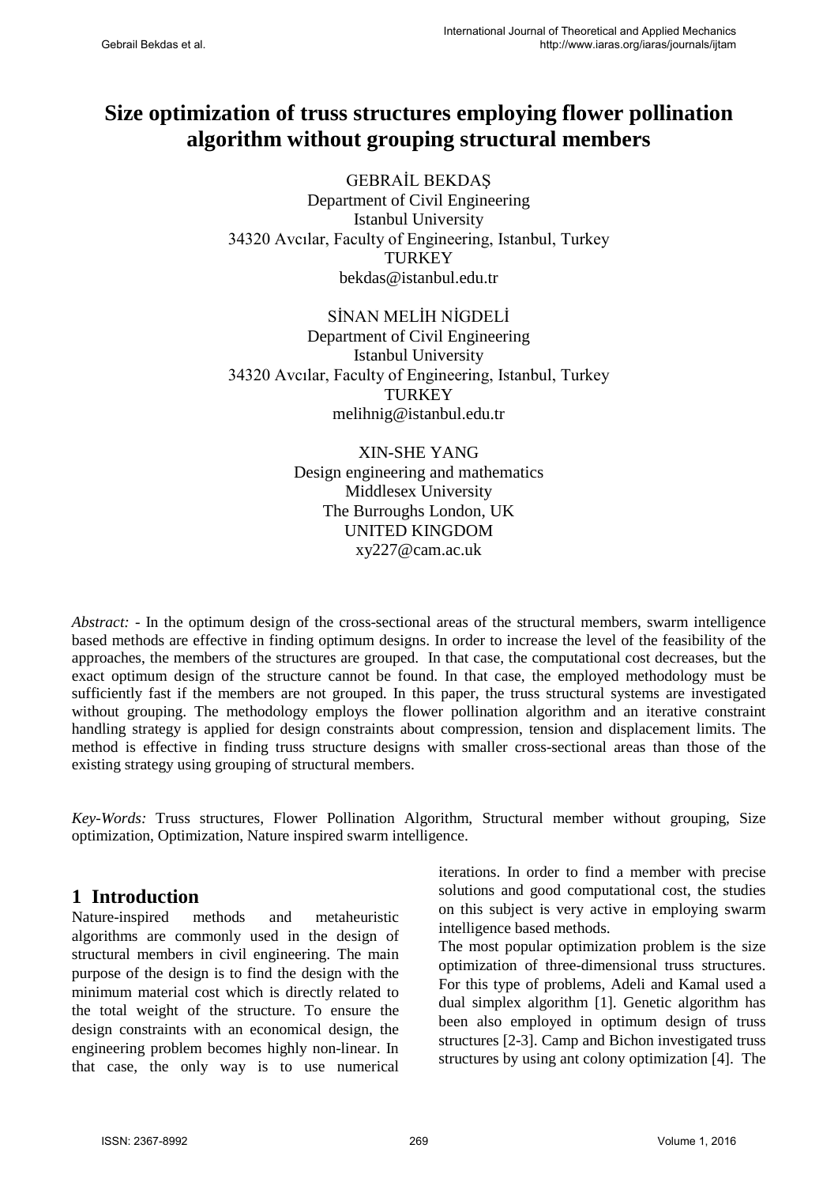# Size optimization of truss structures employing flower pollination algorithm without grouping structural members

GEBRAİL BEKDAŞ
Department of Civil Engineering
Istanbul University
34320 Avcılar, Faculty of Engineering, Istanbul, Turkey
TURKEY
bekdas@istanbul.edu.tr

SİNAN MELİH NİGDELİ
Department of Civil Engineering
Istanbul University
34320 Avcılar, Faculty of Engineering, Istanbul, Turkey
TURKEY
melihnig@istanbul.edu.tr

XIN-SHE YANG
Design engineering and mathematics
Middlesex University
The Burroughs London, UK
UNITED KINGDOM
xy227@cam.ac.uk

*Abstract:* - In the optimum design of the cross-sectional areas of the structural members, swarm intelligence based methods are effective in finding optimum designs. In order to increase the level of the feasibility of the approaches, the members of the structures are grouped. In that case, the computational cost decreases, but the exact optimum design of the structure cannot be found. In that case, the employed methodology must be sufficiently fast if the members are not grouped. In this paper, the truss structural systems are investigated without grouping. The methodology employs the flower pollination algorithm and an iterative constraint handling strategy is applied for design constraints about compression, tension and displacement limits. The method is effective in finding truss structure designs with smaller cross-sectional areas than those of the existing strategy using grouping of structural members.

*Key-Words:* Truss structures, Flower Pollination Algorithm, Structural member without grouping, Size optimization, Optimization, Nature inspired swarm intelligence.

## 1 Introduction

Nature-inspired methods and metaheuristic algorithms are commonly used in the design of structural members in civil engineering. The main purpose of the design is to find the design with the minimum material cost which is directly related to the total weight of the structure. To ensure the design constraints with an economical design, the engineering problem becomes highly non-linear. In that case, the only way is to use numerical iterations. In order to find a member with precise solutions and good computational cost, the studies on this subject is very active in employing swarm intelligence based methods.

The most popular optimization problem is the size optimization of three-dimensional truss structures. For this type of problems, Adeli and Kamal used a dual simplex algorithm [1]. Genetic algorithm has been also employed in optimum design of truss structures [2-3]. Camp and Bichon investigated truss structures by using ant colony optimization [4]. The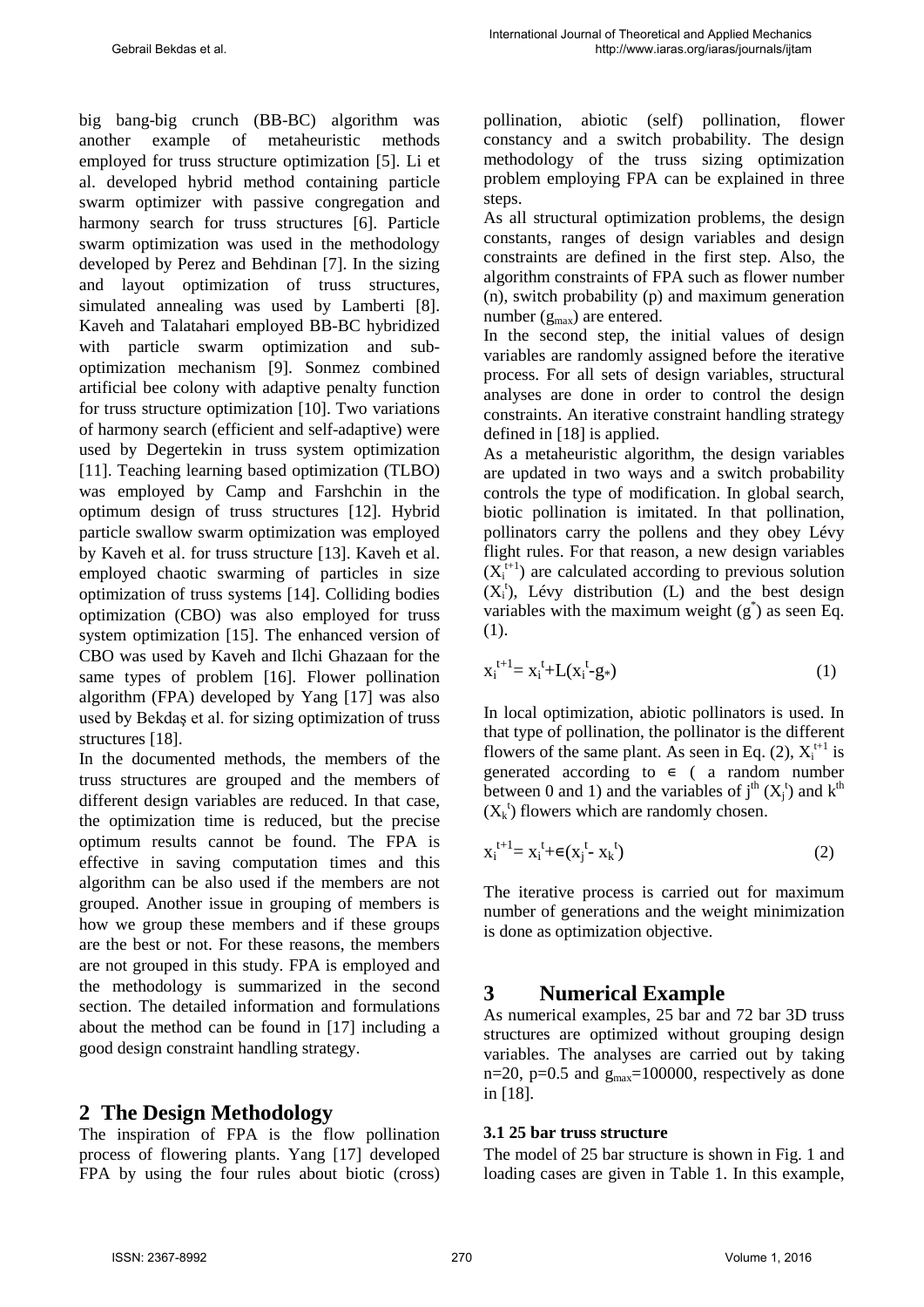big bang-big crunch (BB-BC) algorithm was another example of metaheuristic methods employed for truss structure optimization [5]. Li et al. developed hybrid method containing particle swarm optimizer with passive congregation and harmony search for truss structures [6]. Particle swarm optimization was used in the methodology developed by Perez and Behdinan [7]. In the sizing and layout optimization of truss structures, simulated annealing was used by Lamberti [8]. Kaveh and Talatahari employed BB-BC hybridized with particle swarm optimization and sub-optimization mechanism [9]. Sonmez combined artificial bee colony with adaptive penalty function for truss structure optimization [10]. Two variations of harmony search (efficient and self-adaptive) were used by Degertekin in truss system optimization [11]. Teaching learning based optimization (TLBO) was employed by Camp and Farshchin in the optimum design of truss structures [12]. Hybrid particle swallow swarm optimization was employed by Kaveh et al. for truss structure [13]. Kaveh et al. employed chaotic swarming of particles in size optimization of truss systems [14]. Colliding bodies optimization (CBO) was also employed for truss system optimization [15]. The enhanced version of CBO was used by Kaveh and Ilchi Ghazaan for the same types of problem [16]. Flower pollination algorithm (FPA) developed by Yang [17] was also used by Bekdaş et al. for sizing optimization of truss structures [18].

In the documented methods, the members of the truss structures are grouped and the members of different design variables are reduced. In that case, the optimization time is reduced, but the precise optimum results cannot be found. The FPA is effective in saving computation times and this algorithm can be also used if the members are not grouped. Another issue in grouping of members is how we group these members and if these groups are the best or not. For these reasons, the members are not grouped in this study. FPA is employed and the methodology is summarized in the second section. The detailed information and formulations about the method can be found in [17] including a good design constraint handling strategy.

## 2 The Design Methodology

The inspiration of FPA is the flow pollination process of flowering plants. Yang [17] developed FPA by using the four rules about biotic (cross) pollination, abiotic (self) pollination, flower constancy and a switch probability. The design methodology of the truss sizing optimization problem employing FPA can be explained in three steps.

As all structural optimization problems, the design constants, ranges of design variables and design constraints are defined in the first step. Also, the algorithm constraints of FPA such as flower number (n), switch probability (p) and maximum generation number ($g_{max}$) are entered.

In the second step, the initial values of design variables are randomly assigned before the iterative process. For all sets of design variables, structural analyses are done in order to control the design constraints. An iterative constraint handling strategy defined in [18] is applied.

As a metaheuristic algorithm, the design variables are updated in two ways and a switch probability controls the type of modification. In global search, biotic pollination is imitated. In that pollination, pollinators carry the pollens and they obey Lévy flight rules. For that reason, a new design variables ($X_i^{t+1}$) are calculated according to previous solution ($X_i^t$), Lévy distribution (L) and the best design variables with the maximum weight ($g^*$) as seen Eq. (1).

$$x_i^{t+1}= x_i^t+L(x_i^t-g_*) \quad (1)$$

In local optimization, abiotic pollinators is used. In that type of pollination, the pollinator is the different flowers of the same plant. As seen in Eq. (2), $X_i^{t+1}$ is generated according to ∊ ( a random number between 0 and 1) and the variables of $j^{th}$ ($X_j^t$) and $k^{th}$ ($X_k^t$) flowers which are randomly chosen.

$$x_i^{t+1}= x_i^t+\epsilon(x_j^t- x_k^t) \quad (2)$$

The iterative process is carried out for maximum number of generations and the weight minimization is done as optimization objective.

## 3 Numerical Example

As numerical examples, 25 bar and 72 bar 3D truss structures are optimized without grouping design variables. The analyses are carried out by taking n=20, p=0.5 and $g_{max}$=100000, respectively as done in [18].

### 3.1 25 bar truss structure

The model of 25 bar structure is shown in Fig. 1 and loading cases are given in Table 1. In this example,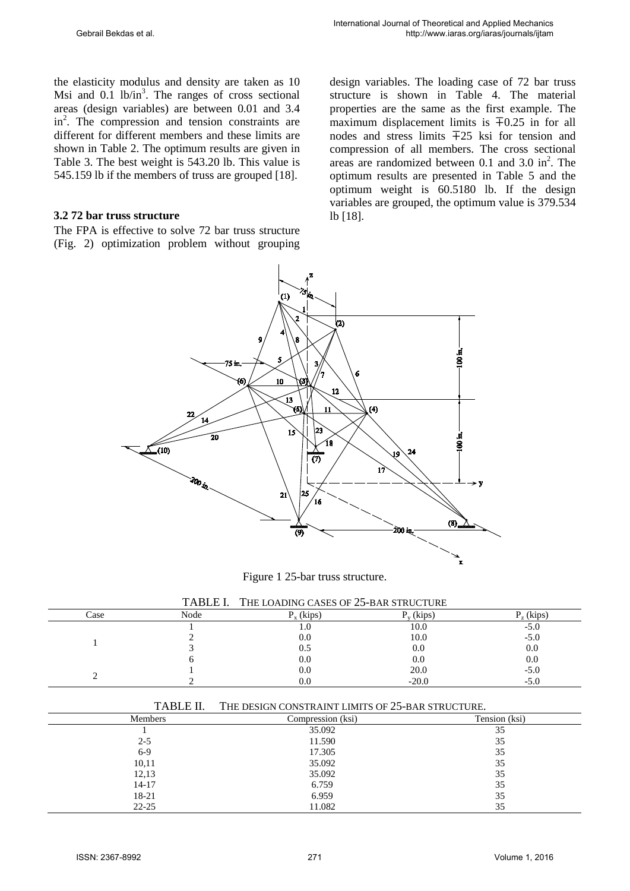the elasticity modulus and density are taken as 10 Msi and 0.1 lb/in$^3$. The ranges of cross sectional areas (design variables) are between 0.01 and 3.4 in$^2$. The compression and tension constraints are different for different members and these limits are shown in Table 2. The optimum results are given in Table 3. The best weight is 543.20 lb. This value is 545.159 lb if the members of truss are grouped [18].

### 3.2 72 bar truss structure

The FPA is effective to solve 72 bar truss structure (Fig. 2) optimization problem without grouping design variables. The loading case of 72 bar truss structure is shown in Table 4. The material properties are the same as the first example. The maximum displacement limits is ∓0.25 in for all nodes and stress limits ∓25 ksi for tension and compression of all members. The cross sectional areas are randomized between 0.1 and 3.0 in$^2$. The optimum results are presented in Table 5 and the optimum weight is 60.5180 lb. If the design variables are grouped, the optimum value is 379.534 lb [18].

Figure 1 25-bar truss structure.

TABLE I. THE LOADING CASES OF 25-BAR STRUCTURE

| Case | Node | $P_x$ (kips) | $P_y$ (kips) | $P_z$ (kips) |
|---|---|---|---|---|
| 1 | 1 | 1.0 | 10.0 | -5.0 |
| | 2 | 0.0 | 10.0 | -5.0 |
| | 3 | 0.5 | 0.0 | 0.0 |
| | 6 | 0.0 | 0.0 | 0.0 |
| 2 | 1 | 0.0 | 20.0 | -5.0 |
| | 2 | 0.0 | -20.0 | -5.0 |

TABLE II. THE DESIGN CONSTRAINT LIMITS OF 25-BAR STRUCTURE.

| Members | Compression (ksi) | Tension (ksi) |
|---|---|---|
| 1 | 35.092 | 35 |
| 2-5 | 11.590 | 35 |
| 6-9 | 17.305 | 35 |
| 10,11 | 35.092 | 35 |
| 12,13 | 35.092 | 35 |
| 14-17 | 6.759 | 35 |
| 18-21 | 6.959 | 35 |
| 22-25 | 11.082 | 35 |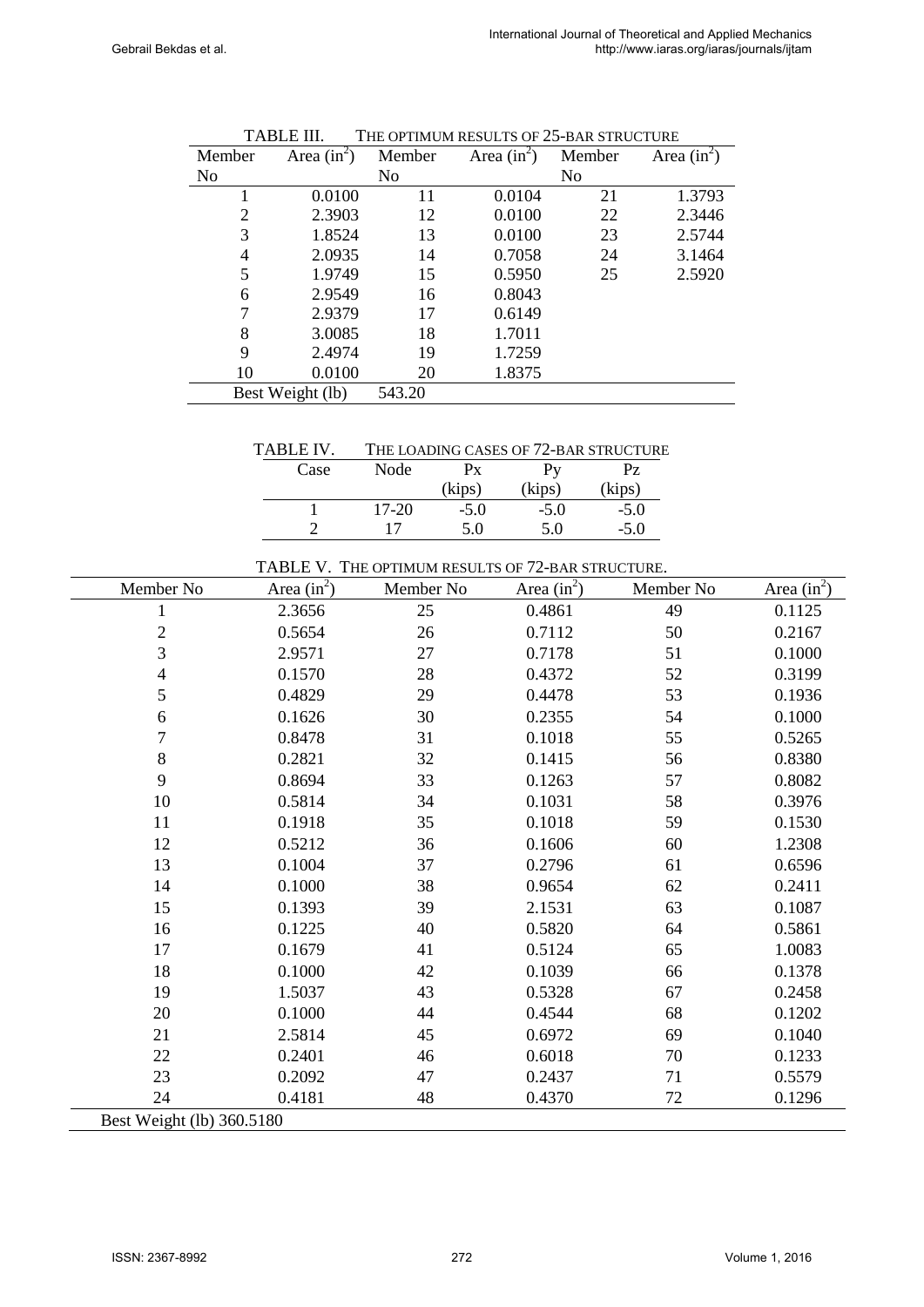TABLE III. THE OPTIMUM RESULTS OF 25-BAR STRUCTURE

| Member No | Area ($in^2$) | Member No | Area ($in^2$) | Member No | Area ($in^2$) |
|---|---|---|---|---|---|
| 1 | 0.0100 | 11 | 0.0104 | 21 | 1.3793 |
| 2 | 2.3903 | 12 | 0.0100 | 22 | 2.3446 |
| 3 | 1.8524 | 13 | 0.0100 | 23 | 2.5744 |
| 4 | 2.0935 | 14 | 0.7058 | 24 | 3.1464 |
| 5 | 1.9749 | 15 | 0.5950 | 25 | 2.5920 |
| 6 | 2.9549 | 16 | 0.8043 | | |
| 7 | 2.9379 | 17 | 0.6149 | | |
| 8 | 3.0085 | 18 | 1.7011 | | |
| 9 | 2.4974 | 19 | 1.7259 | | |
| 10 | 0.0100 | 20 | 1.8375 | | |
| Best Weight (lb) | | 543.20 | | | |

TABLE IV. THE LOADING CASES OF 72-BAR STRUCTURE

| Case | Node | Px (kips) | Py (kips) | Pz (kips) |
|---|---|---|---|---|
| 1 | 17-20 | -5.0 | -5.0 | -5.0 |
| 2 | 17 | 5.0 | 5.0 | -5.0 |

TABLE V. THE OPTIMUM RESULTS OF 72-BAR STRUCTURE.

| Member No | Area ($in^2$) | Member No | Area ($in^2$) | Member No | Area ($in^2$) |
|---|---|---|---|---|---|
| 1 | 2.3656 | 25 | 0.4861 | 49 | 0.1125 |
| 2 | 0.5654 | 26 | 0.7112 | 50 | 0.2167 |
| 3 | 2.9571 | 27 | 0.7178 | 51 | 0.1000 |
| 4 | 0.1570 | 28 | 0.4372 | 52 | 0.3199 |
| 5 | 0.4829 | 29 | 0.4478 | 53 | 0.1936 |
| 6 | 0.1626 | 30 | 0.2355 | 54 | 0.1000 |
| 7 | 0.8478 | 31 | 0.1018 | 55 | 0.5265 |
| 8 | 0.2821 | 32 | 0.1415 | 56 | 0.8380 |
| 9 | 0.8694 | 33 | 0.1263 | 57 | 0.8082 |
| 10 | 0.5814 | 34 | 0.1031 | 58 | 0.3976 |
| 11 | 0.1918 | 35 | 0.1018 | 59 | 0.1530 |
| 12 | 0.5212 | 36 | 0.1606 | 60 | 1.2308 |
| 13 | 0.1004 | 37 | 0.2796 | 61 | 0.6596 |
| 14 | 0.1000 | 38 | 0.9654 | 62 | 0.2411 |
| 15 | 0.1393 | 39 | 2.1531 | 63 | 0.1087 |
| 16 | 0.1225 | 40 | 0.5820 | 64 | 0.5861 |
| 17 | 0.1679 | 41 | 0.5124 | 65 | 1.0083 |
| 18 | 0.1000 | 42 | 0.1039 | 66 | 0.1378 |
| 19 | 1.5037 | 43 | 0.5328 | 67 | 0.2458 |
| 20 | 0.1000 | 44 | 0.4544 | 68 | 0.1202 |
| 21 | 2.5814 | 45 | 0.6972 | 69 | 0.1040 |
| 22 | 0.2401 | 46 | 0.6018 | 70 | 0.1233 |
| 23 | 0.2092 | 47 | 0.2437 | 71 | 0.5579 |
| 24 | 0.4181 | 48 | 0.4370 | 72 | 0.1296 |
| Best Weight (lb) 360.5180 | | | | | |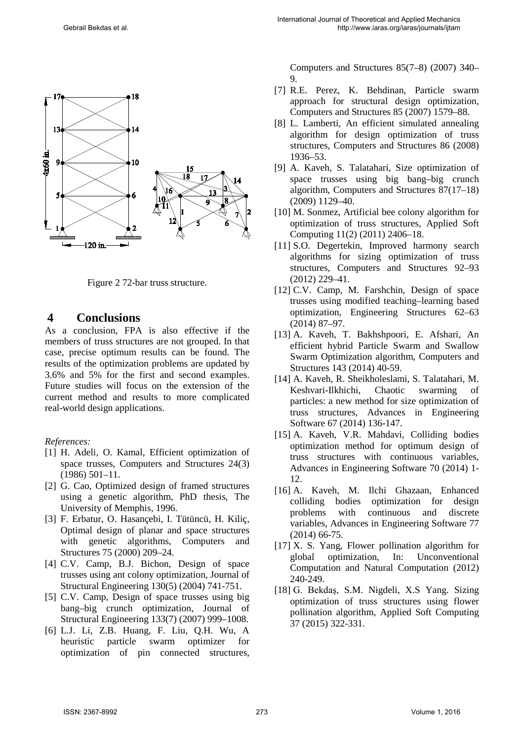17 18
13 14
9 10
5 6
1 2
4x60 in.
120 in.
15 18 17 14 4 16 13 3 10 11 9 8 1 7 2 12 5 6

Figure 2 72-bar truss structure.

## 4 Conclusions

As a conclusion, FPA is also effective if the members of truss structures are not grouped. In that case, precise optimum results can be found. The results of the optimization problems are updated by 3.6% and 5% for the first and second examples. Future studies will focus on the extension of the current method and results to more complicated real-world design applications.

*References:*

[1] H. Adeli, O. Kamal, Efficient optimization of space trusses, Computers and Structures 24(3) (1986) 501–11.

[2] G. Cao, Optimized design of framed structures using a genetic algorithm, PhD thesis, The University of Memphis, 1996.

[3] F. Erbatur, O. Hasançebi, I. Tütüncü, H. Kiliç, Optimal design of planar and space structures with genetic algorithms, Computers and Structures 75 (2000) 209–24.

[4] C.V. Camp, B.J. Bichon, Design of space trusses using ant colony optimization, Journal of Structural Engineering 130(5) (2004) 741-751.

[5] C.V. Camp, Design of space trusses using big bang–big crunch optimization, Journal of Structural Engineering 133(7) (2007) 999–1008.

[6] L.J. Li, Z.B. Huang, F. Liu, Q.H. Wu, A heuristic particle swarm optimizer for optimization of pin connected structures, Computers and Structures 85(7–8) (2007) 340–9.

[7] R.E. Perez, K. Behdinan, Particle swarm approach for structural design optimization, Computers and Structures 85 (2007) 1579–88.

[8] L. Lamberti, An efficient simulated annealing algorithm for design optimization of truss structures, Computers and Structures 86 (2008) 1936–53.

[9] A. Kaveh, S. Talatahari, Size optimization of space trusses using big bang–big crunch algorithm, Computers and Structures 87(17–18) (2009) 1129–40.

[10] M. Sonmez, Artificial bee colony algorithm for optimization of truss structures, Applied Soft Computing 11(2) (2011) 2406–18.

[11] S.O. Degertekin, Improved harmony search algorithms for sizing optimization of truss structures, Computers and Structures 92–93 (2012) 229–41.

[12] C.V. Camp, M. Farshchin, Design of space trusses using modified teaching–learning based optimization, Engineering Structures 62–63 (2014) 87–97.

[13] A. Kaveh, T. Bakhshpoori, E. Afshari, An efficient hybrid Particle Swarm and Swallow Swarm Optimization algorithm, Computers and Structures 143 (2014) 40-59.

[14] A. Kaveh, R. Sheikholeslami, S. Talatahari, M. Keshvari-Ilkhichi, Chaotic swarming of particles: a new method for size optimization of truss structures, Advances in Engineering Software 67 (2014) 136-147.

[15] A. Kaveh, V.R. Mahdavi, Colliding bodies optimization method for optimum design of truss structures with continuous variables, Advances in Engineering Software 70 (2014) 1-12.

[16] A. Kaveh, M. Ilchi Ghazaan, Enhanced colliding bodies optimization for design problems with continuous and discrete variables, Advances in Engineering Software 77 (2014) 66-75.

[17] X. S. Yang, Flower pollination algorithm for global optimization, In: Unconventional Computation and Natural Computation (2012) 240-249.

[18] G. Bekdaş, S.M. Nigdeli, X.S Yang. Sizing optimization of truss structures using flower pollination algorithm, Applied Soft Computing 37 (2015) 322-331.